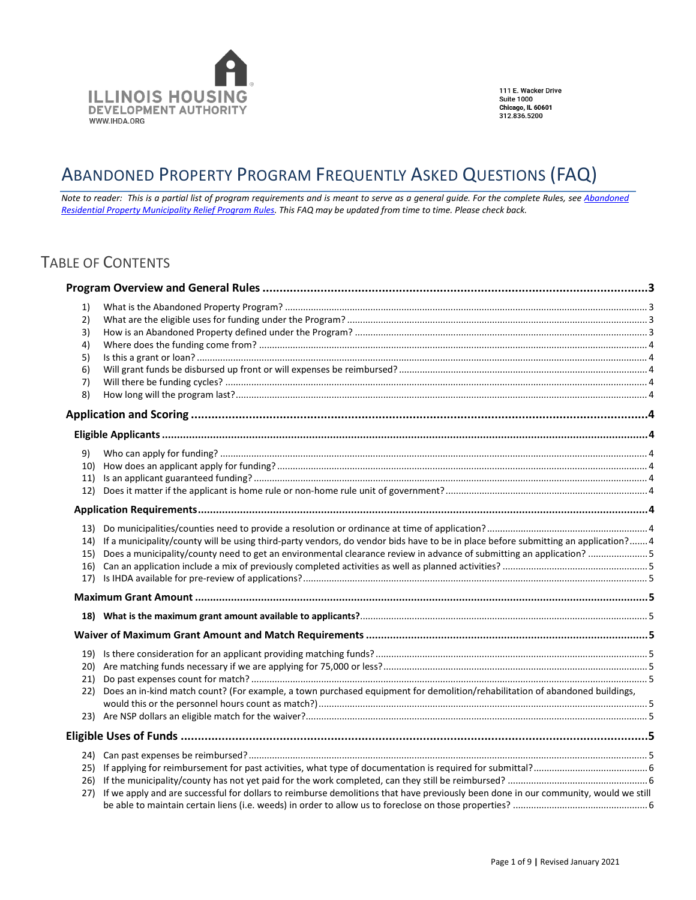ILLINOIS HOUSING DEVELOPMENT AUTHORITY
WWW.IHDA.ORG

111 E. Wacker Drive
Suite 1000
Chicago, IL 60601
312.836.5200

# Abandoned Property Program Frequently Asked Questions (FAQ)

*Note to reader: This is a partial list of program requirements and is meant to serve as a general guide. For the complete Rules, see [Abandoned Residential Property Municipality Relief Program Rules](). This FAQ may be updated from time to time. Please check back.*

## Table of Contents

**Program Overview and General Rules** ..... 3

1) What is the Abandoned Property Program? ..... 3
2) What are the eligible uses for funding under the Program? ..... 3
3) How is an Abandoned Property defined under the Program? ..... 3
4) Where does the funding come from? ..... 4
5) Is this a grant or loan? ..... 4
6) Will grant funds be disbursed up front or will expenses be reimbursed? ..... 4
7) Will there be funding cycles? ..... 4
8) How long will the program last? ..... 4

**Application and Scoring** ..... 4

**Eligible Applicants** ..... 4

9) Who can apply for funding? ..... 4
10) How does an applicant apply for funding? ..... 4
11) Is an applicant guaranteed funding? ..... 4
12) Does it matter if the applicant is home rule or non-home rule unit of government? ..... 4

**Application Requirements** ..... 4

13) Do municipalities/counties need to provide a resolution or ordinance at time of application? ..... 4
14) If a municipality/county will be using third-party vendors, do vendor bids have to be in place before submitting an application? ..... 4
15) Does a municipality/county need to get an environmental clearance review in advance of submitting an application? ..... 5
16) Can an application include a mix of previously completed activities as well as planned activities? ..... 5
17) Is IHDA available for pre-review of applications? ..... 5

**Maximum Grant Amount** ..... 5

**18) What is the maximum grant amount available to applicants?** ..... 5

**Waiver of Maximum Grant Amount and Match Requirements** ..... 5

19) Is there consideration for an applicant providing matching funds? ..... 5
20) Are matching funds necessary if we are applying for 75,000 or less? ..... 5
21) Do past expenses count for match? ..... 5
22) Does an in-kind match count? (For example, a town purchased equipment for demolition/rehabilitation of abandoned buildings, would this or the personnel hours count as match?) ..... 5
23) Are NSP dollars an eligible match for the waiver? ..... 5

**Eligible Uses of Funds** ..... 5

24) Can past expenses be reimbursed? ..... 5
25) If applying for reimbursement for past activities, what type of documentation is required for submittal? ..... 6
26) If the municipality/county has not yet paid for the work completed, can they still be reimbursed? ..... 6
27) If we apply and are successful for dollars to reimburse demolitions that have previously been done in our community, would we still be able to maintain certain liens (i.e. weeds) in order to allow us to foreclose on those properties? ..... 6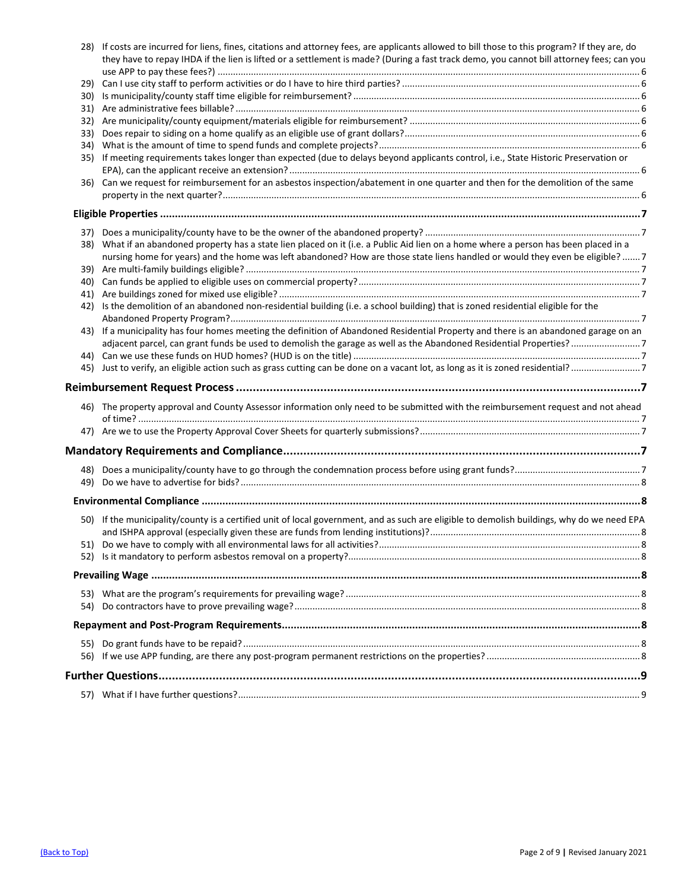28) If costs are incurred for liens, fines, citations and attorney fees, are applicants allowed to bill those to this program? If they are, do they have to repay IHDA if the lien is lifted or a settlement is made? (During a fast track demo, you cannot bill attorney fees; can you use APP to pay these fees?) ........ 6
29) Can I use city staff to perform activities or do I have to hire third parties? ........ 6
30) Is municipality/county staff time eligible for reimbursement? ........ 6
31) Are administrative fees billable? ........ 6
32) Are municipality/county equipment/materials eligible for reimbursement? ........ 6
33) Does repair to siding on a home qualify as an eligible use of grant dollars? ........ 6
34) What is the amount of time to spend funds and complete projects? ........ 6
35) If meeting requirements takes longer than expected (due to delays beyond applicants control, i.e., State Historic Preservation or EPA), can the applicant receive an extension? ........ 6
36) Can we request for reimbursement for an asbestos inspection/abatement in one quarter and then for the demolition of the same property in the next quarter? ........ 6

**Eligible Properties** ........ 7

37) Does a municipality/county have to be the owner of the abandoned property? ........ 7
38) What if an abandoned property has a state lien placed on it (i.e. a Public Aid lien on a home where a person has been placed in a nursing home for years) and the home was left abandoned? How are those state liens handled or would they even be eligible? ........ 7
39) Are multi-family buildings eligible? ........ 7
40) Can funds be applied to eligible uses on commercial property? ........ 7
41) Are buildings zoned for mixed use eligible? ........ 7
42) Is the demolition of an abandoned non-residential building (i.e. a school building) that is zoned residential eligible for the Abandoned Property Program? ........ 7
43) If a municipality has four homes meeting the definition of Abandoned Residential Property and there is an abandoned garage on an adjacent parcel, can grant funds be used to demolish the garage as well as the Abandoned Residential Properties? ........ 7
44) Can we use these funds on HUD homes? (HUD is on the title) ........ 7
45) Just to verify, an eligible action such as grass cutting can be done on a vacant lot, as long as it is zoned residential? ........ 7

**Reimbursement Request Process** ........ 7

46) The property approval and County Assessor information only need to be submitted with the reimbursement request and not ahead of time? ........ 7
47) Are we to use the Property Approval Cover Sheets for quarterly submissions? ........ 7

**Mandatory Requirements and Compliance** ........ 7

48) Does a municipality/county have to go through the condemnation process before using grant funds? ........ 7
49) Do we have to advertise for bids? ........ 8

**Environmental Compliance** ........ 8

50) If the municipality/county is a certified unit of local government, and as such are eligible to demolish buildings, why do we need EPA and ISHPA approval (especially given these are funds from lending institutions)? ........ 8
51) Do we have to comply with all environmental laws for all activities? ........ 8
52) Is it mandatory to perform asbestos removal on a property? ........ 8

**Prevailing Wage** ........ 8

53) What are the program's requirements for prevailing wage? ........ 8
54) Do contractors have to prove prevailing wage? ........ 8

**Repayment and Post-Program Requirements** ........ 8

55) Do grant funds have to be repaid? ........ 8
56) If we use APP funding, are there any post-program permanent restrictions on the properties? ........ 8

**Further Questions** ........ 9

57) What if I have further questions? ........ 9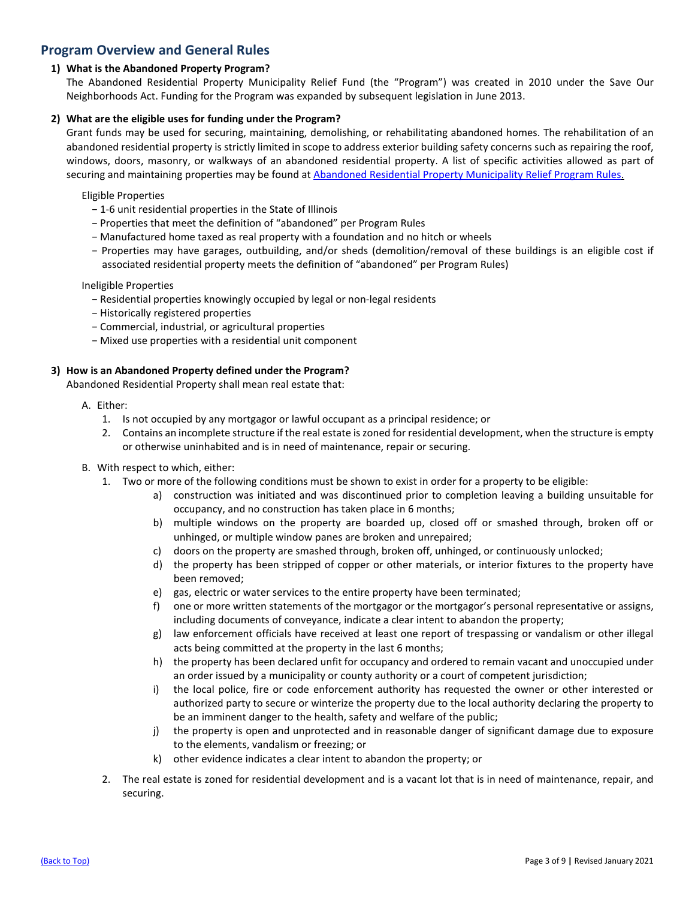## Program Overview and General Rules

**1) What is the Abandoned Property Program?**

The Abandoned Residential Property Municipality Relief Fund (the "Program") was created in 2010 under the Save Our Neighborhoods Act. Funding for the Program was expanded by subsequent legislation in June 2013.

**2) What are the eligible uses for funding under the Program?**

Grant funds may be used for securing, maintaining, demolishing, or rehabilitating abandoned homes. The rehabilitation of an abandoned residential property is strictly limited in scope to address exterior building safety concerns such as repairing the roof, windows, doors, masonry, or walkways of an abandoned residential property. A list of specific activities allowed as part of securing and maintaining properties may be found at [Abandoned Residential Property Municipality Relief Program Rules.]()

Eligible Properties

- 1-6 unit residential properties in the State of Illinois
- Properties that meet the definition of "abandoned" per Program Rules
- Manufactured home taxed as real property with a foundation and no hitch or wheels
- Properties may have garages, outbuilding, and/or sheds (demolition/removal of these buildings is an eligible cost if associated residential property meets the definition of "abandoned" per Program Rules)

Ineligible Properties

- Residential properties knowingly occupied by legal or non-legal residents
- Historically registered properties
- Commercial, industrial, or agricultural properties
- Mixed use properties with a residential unit component

**3) How is an Abandoned Property defined under the Program?**

Abandoned Residential Property shall mean real estate that:

A. Either:
   1. Is not occupied by any mortgagor or lawful occupant as a principal residence; or
   2. Contains an incomplete structure if the real estate is zoned for residential development, when the structure is empty or otherwise uninhabited and is in need of maintenance, repair or securing.

B. With respect to which, either:
   1. Two or more of the following conditions must be shown to exist in order for a property to be eligible:
      a) construction was initiated and was discontinued prior to completion leaving a building unsuitable for occupancy, and no construction has taken place in 6 months;
      b) multiple windows on the property are boarded up, closed off or smashed through, broken off or unhinged, or multiple window panes are broken and unrepaired;
      c) doors on the property are smashed through, broken off, unhinged, or continuously unlocked;
      d) the property has been stripped of copper or other materials, or interior fixtures to the property have been removed;
      e) gas, electric or water services to the entire property have been terminated;
      f) one or more written statements of the mortgagor or the mortgagor's personal representative or assigns, including documents of conveyance, indicate a clear intent to abandon the property;
      g) law enforcement officials have received at least one report of trespassing or vandalism or other illegal acts being committed at the property in the last 6 months;
      h) the property has been declared unfit for occupancy and ordered to remain vacant and unoccupied under an order issued by a municipality or county authority or a court of competent jurisdiction;
      i) the local police, fire or code enforcement authority has requested the owner or other interested or authorized party to secure or winterize the property due to the local authority declaring the property to be an imminent danger to the health, safety and welfare of the public;
      j) the property is open and unprotected and in reasonable danger of significant damage due to exposure to the elements, vandalism or freezing; or
      k) other evidence indicates a clear intent to abandon the property; or
   2. The real estate is zoned for residential development and is a vacant lot that is in need of maintenance, repair, and securing.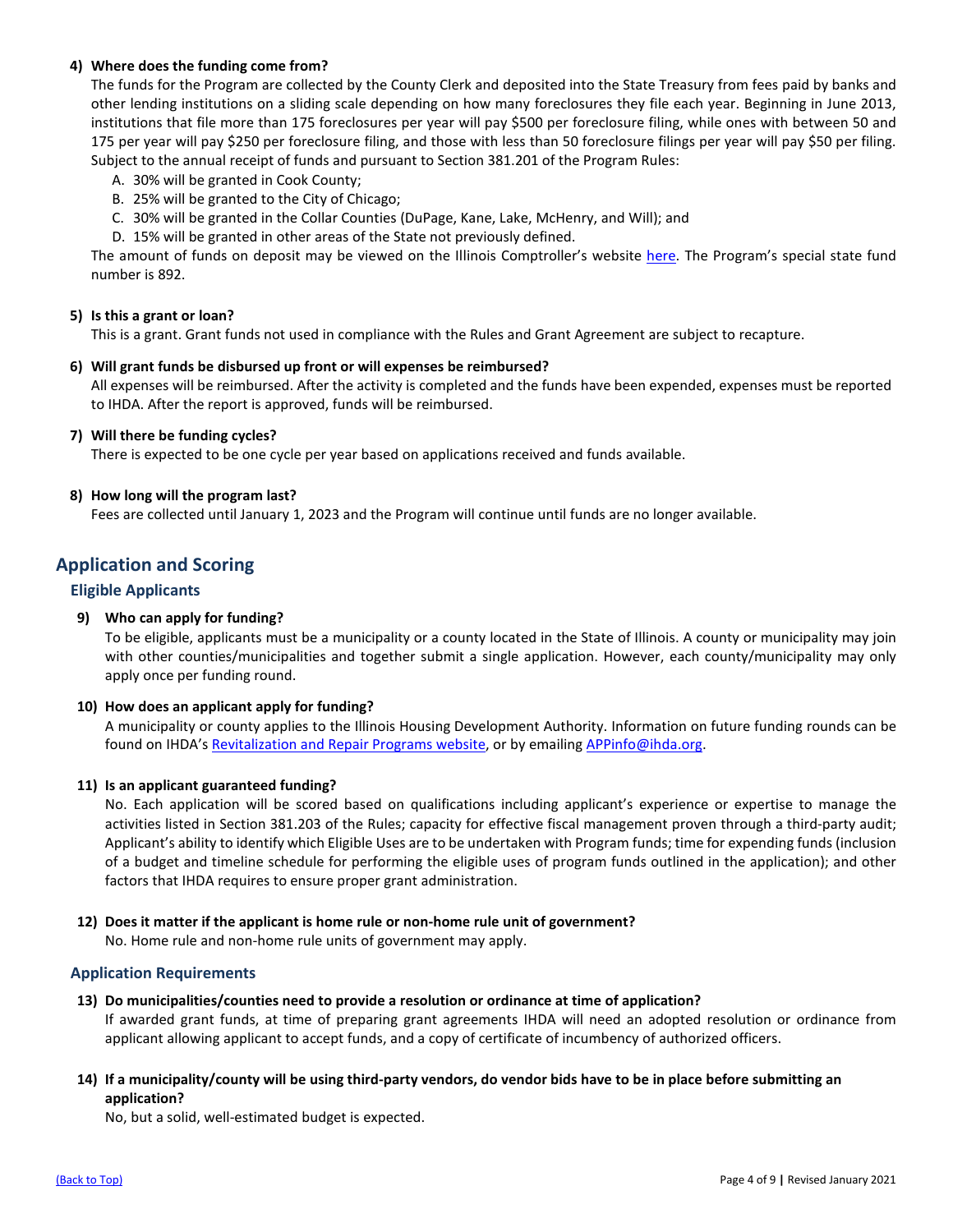**4) Where does the funding come from?**

The funds for the Program are collected by the County Clerk and deposited into the State Treasury from fees paid by banks and other lending institutions on a sliding scale depending on how many foreclosures they file each year. Beginning in June 2013, institutions that file more than 175 foreclosures per year will pay $500 per foreclosure filing, while ones with between 50 and 175 per year will pay $250 per foreclosure filing, and those with less than 50 foreclosure filings per year will pay $50 per filing. Subject to the annual receipt of funds and pursuant to Section 381.201 of the Program Rules:

A. 30% will be granted in Cook County;
B. 25% will be granted to the City of Chicago;
C. 30% will be granted in the Collar Counties (DuPage, Kane, Lake, McHenry, and Will); and
D. 15% will be granted in other areas of the State not previously defined.

The amount of funds on deposit may be viewed on the Illinois Comptroller's website here. The Program's special state fund number is 892.

**5) Is this a grant or loan?**

This is a grant. Grant funds not used in compliance with the Rules and Grant Agreement are subject to recapture.

**6) Will grant funds be disbursed up front or will expenses be reimbursed?**

All expenses will be reimbursed. After the activity is completed and the funds have been expended, expenses must be reported to IHDA. After the report is approved, funds will be reimbursed.

**7) Will there be funding cycles?**

There is expected to be one cycle per year based on applications received and funds available.

**8) How long will the program last?**

Fees are collected until January 1, 2023 and the Program will continue until funds are no longer available.

## Application and Scoring

### Eligible Applicants

**9) Who can apply for funding?**

To be eligible, applicants must be a municipality or a county located in the State of Illinois. A county or municipality may join with other counties/municipalities and together submit a single application. However, each county/municipality may only apply once per funding round.

**10) How does an applicant apply for funding?**

A municipality or county applies to the Illinois Housing Development Authority. Information on future funding rounds can be found on IHDA's Revitalization and Repair Programs website, or by emailing APPinfo@ihda.org.

**11) Is an applicant guaranteed funding?**

No. Each application will be scored based on qualifications including applicant's experience or expertise to manage the activities listed in Section 381.203 of the Rules; capacity for effective fiscal management proven through a third-party audit; Applicant's ability to identify which Eligible Uses are to be undertaken with Program funds; time for expending funds (inclusion of a budget and timeline schedule for performing the eligible uses of program funds outlined in the application); and other factors that IHDA requires to ensure proper grant administration.

**12) Does it matter if the applicant is home rule or non-home rule unit of government?**

No. Home rule and non-home rule units of government may apply.

### Application Requirements

**13) Do municipalities/counties need to provide a resolution or ordinance at time of application?**

If awarded grant funds, at time of preparing grant agreements IHDA will need an adopted resolution or ordinance from applicant allowing applicant to accept funds, and a copy of certificate of incumbency of authorized officers.

**14) If a municipality/county will be using third-party vendors, do vendor bids have to be in place before submitting an application?**

No, but a solid, well-estimated budget is expected.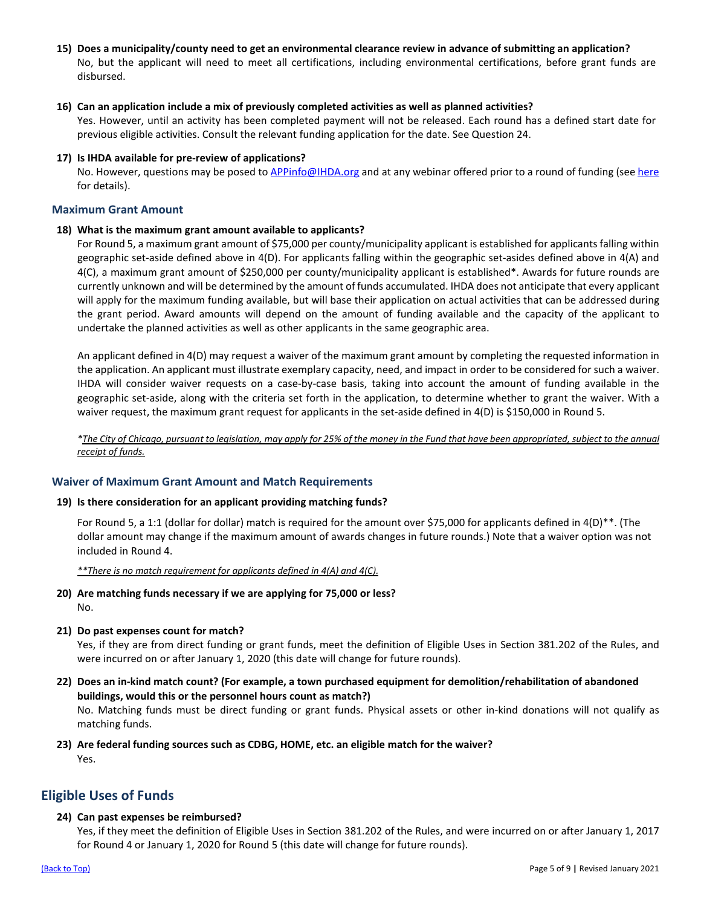**15) Does a municipality/county need to get an environmental clearance review in advance of submitting an application?**

No, but the applicant will need to meet all certifications, including environmental certifications, before grant funds are disbursed.

**16) Can an application include a mix of previously completed activities as well as planned activities?**

Yes. However, until an activity has been completed payment will not be released. Each round has a defined start date for previous eligible activities. Consult the relevant funding application for the date. See Question 24.

**17) Is IHDA available for pre-review of applications?**

No. However, questions may be posed to APPinfo@IHDA.org and at any webinar offered prior to a round of funding (see here for details).

### Maximum Grant Amount

**18) What is the maximum grant amount available to applicants?**

For Round 5, a maximum grant amount of $75,000 per county/municipality applicant is established for applicants falling within geographic set-aside defined above in 4(D). For applicants falling within the geographic set-asides defined above in 4(A) and 4(C), a maximum grant amount of $250,000 per county/municipality applicant is established*. Awards for future rounds are currently unknown and will be determined by the amount of funds accumulated. IHDA does not anticipate that every applicant will apply for the maximum funding available, but will base their application on actual activities that can be addressed during the grant period. Award amounts will depend on the amount of funding available and the capacity of the applicant to undertake the planned activities as well as other applicants in the same geographic area.

An applicant defined in 4(D) may request a waiver of the maximum grant amount by completing the requested information in the application. An applicant must illustrate exemplary capacity, need, and impact in order to be considered for such a waiver. IHDA will consider waiver requests on a case-by-case basis, taking into account the amount of funding available in the geographic set-aside, along with the criteria set forth in the application, to determine whether to grant the waiver. With a waiver request, the maximum grant request for applicants in the set-aside defined in 4(D) is $150,000 in Round 5.

*\*The City of Chicago, pursuant to legislation, may apply for 25% of the money in the Fund that have been appropriated, subject to the annual receipt of funds.*

### Waiver of Maximum Grant Amount and Match Requirements

**19) Is there consideration for an applicant providing matching funds?**

For Round 5, a 1:1 (dollar for dollar) match is required for the amount over $75,000 for applicants defined in 4(D)**. (The dollar amount may change if the maximum amount of awards changes in future rounds.) Note that a waiver option was not included in Round 4.

*\*\*There is no match requirement for applicants defined in 4(A) and 4(C).*

**20) Are matching funds necessary if we are applying for 75,000 or less?**

No.

**21) Do past expenses count for match?**

Yes, if they are from direct funding or grant funds, meet the definition of Eligible Uses in Section 381.202 of the Rules, and were incurred on or after January 1, 2020 (this date will change for future rounds).

**22) Does an in-kind match count? (For example, a town purchased equipment for demolition/rehabilitation of abandoned buildings, would this or the personnel hours count as match?)**

No. Matching funds must be direct funding or grant funds. Physical assets or other in-kind donations will not qualify as matching funds.

**23) Are federal funding sources such as CDBG, HOME, etc. an eligible match for the waiver?**

Yes.

## Eligible Uses of Funds

**24) Can past expenses be reimbursed?**

Yes, if they meet the definition of Eligible Uses in Section 381.202 of the Rules, and were incurred on or after January 1, 2017 for Round 4 or January 1, 2020 for Round 5 (this date will change for future rounds).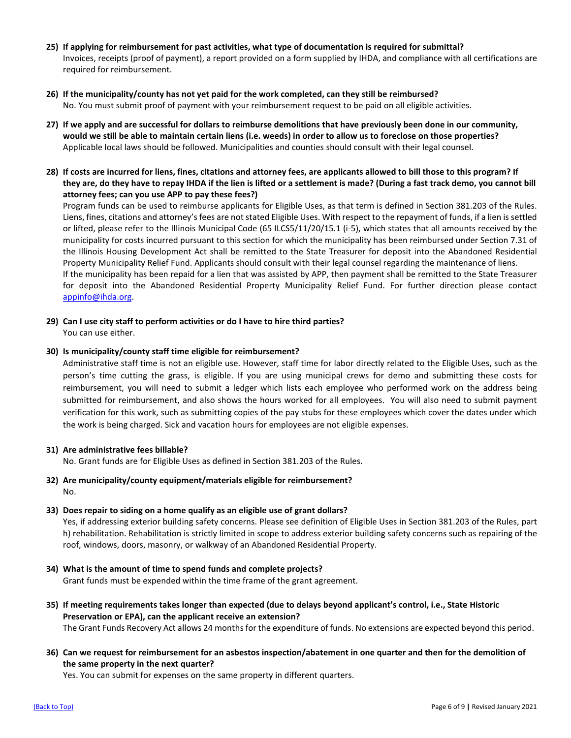**25) If applying for reimbursement for past activities, what type of documentation is required for submittal?**

Invoices, receipts (proof of payment), a report provided on a form supplied by IHDA, and compliance with all certifications are required for reimbursement.

**26) If the municipality/county has not yet paid for the work completed, can they still be reimbursed?**

No. You must submit proof of payment with your reimbursement request to be paid on all eligible activities.

**27) If we apply and are successful for dollars to reimburse demolitions that have previously been done in our community, would we still be able to maintain certain liens (i.e. weeds) in order to allow us to foreclose on those properties?**

Applicable local laws should be followed. Municipalities and counties should consult with their legal counsel.

**28) If costs are incurred for liens, fines, citations and attorney fees, are applicants allowed to bill those to this program? If they are, do they have to repay IHDA if the lien is lifted or a settlement is made? (During a fast track demo, you cannot bill attorney fees; can you use APP to pay these fees?)**

Program funds can be used to reimburse applicants for Eligible Uses, as that term is defined in Section 381.203 of the Rules. Liens, fines, citations and attorney's fees are not stated Eligible Uses. With respect to the repayment of funds, if a lien is settled or lifted, please refer to the Illinois Municipal Code (65 ILCS5/11/20/15.1 (i-5), which states that all amounts received by the municipality for costs incurred pursuant to this section for which the municipality has been reimbursed under Section 7.31 of the Illinois Housing Development Act shall be remitted to the State Treasurer for deposit into the Abandoned Residential Property Municipality Relief Fund. Applicants should consult with their legal counsel regarding the maintenance of liens.

If the municipality has been repaid for a lien that was assisted by APP, then payment shall be remitted to the State Treasurer for deposit into the Abandoned Residential Property Municipality Relief Fund. For further direction please contact appinfo@ihda.org.

**29) Can I use city staff to perform activities or do I have to hire third parties?**

You can use either.

**30) Is municipality/county staff time eligible for reimbursement?**

Administrative staff time is not an eligible use. However, staff time for labor directly related to the Eligible Uses, such as the person's time cutting the grass, is eligible. If you are using municipal crews for demo and submitting these costs for reimbursement, you will need to submit a ledger which lists each employee who performed work on the address being submitted for reimbursement, and also shows the hours worked for all employees. You will also need to submit payment verification for this work, such as submitting copies of the pay stubs for these employees which cover the dates under which the work is being charged. Sick and vacation hours for employees are not eligible expenses.

**31) Are administrative fees billable?**

No. Grant funds are for Eligible Uses as defined in Section 381.203 of the Rules.

**32) Are municipality/county equipment/materials eligible for reimbursement?**

No.

**33) Does repair to siding on a home qualify as an eligible use of grant dollars?**

Yes, if addressing exterior building safety concerns. Please see definition of Eligible Uses in Section 381.203 of the Rules, part h) rehabilitation. Rehabilitation is strictly limited in scope to address exterior building safety concerns such as repairing of the roof, windows, doors, masonry, or walkway of an Abandoned Residential Property.

**34) What is the amount of time to spend funds and complete projects?**

Grant funds must be expended within the time frame of the grant agreement.

**35) If meeting requirements takes longer than expected (due to delays beyond applicant's control, i.e., State Historic Preservation or EPA), can the applicant receive an extension?**

The Grant Funds Recovery Act allows 24 months for the expenditure of funds. No extensions are expected beyond this period.

**36) Can we request for reimbursement for an asbestos inspection/abatement in one quarter and then for the demolition of the same property in the next quarter?**

Yes. You can submit for expenses on the same property in different quarters.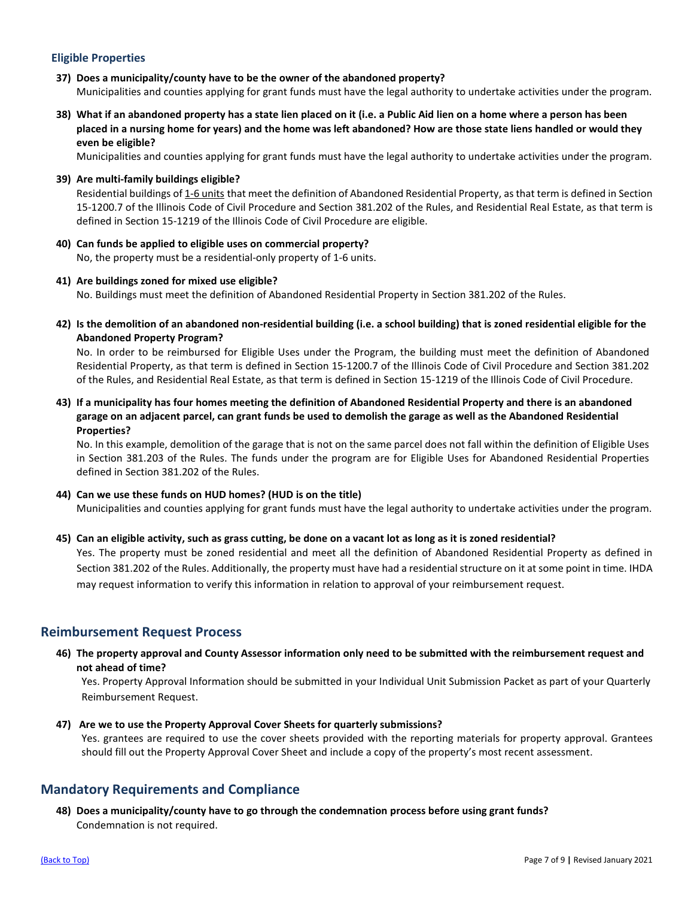## Eligible Properties

**37) Does a municipality/county have to be the owner of the abandoned property?**
Municipalities and counties applying for grant funds must have the legal authority to undertake activities under the program.

**38) What if an abandoned property has a state lien placed on it (i.e. a Public Aid lien on a home where a person has been placed in a nursing home for years) and the home was left abandoned? How are those state liens handled or would they even be eligible?**
Municipalities and counties applying for grant funds must have the legal authority to undertake activities under the program.

**39) Are multi-family buildings eligible?**
Residential buildings of 1-6 units that meet the definition of Abandoned Residential Property, as that term is defined in Section 15-1200.7 of the Illinois Code of Civil Procedure and Section 381.202 of the Rules, and Residential Real Estate, as that term is defined in Section 15-1219 of the Illinois Code of Civil Procedure are eligible.

**40) Can funds be applied to eligible uses on commercial property?**
No, the property must be a residential-only property of 1-6 units.

**41) Are buildings zoned for mixed use eligible?**
No. Buildings must meet the definition of Abandoned Residential Property in Section 381.202 of the Rules.

**42) Is the demolition of an abandoned non-residential building (i.e. a school building) that is zoned residential eligible for the Abandoned Property Program?**
No. In order to be reimbursed for Eligible Uses under the Program, the building must meet the definition of Abandoned Residential Property, as that term is defined in Section 15-1200.7 of the Illinois Code of Civil Procedure and Section 381.202 of the Rules, and Residential Real Estate, as that term is defined in Section 15-1219 of the Illinois Code of Civil Procedure.

**43) If a municipality has four homes meeting the definition of Abandoned Residential Property and there is an abandoned garage on an adjacent parcel, can grant funds be used to demolish the garage as well as the Abandoned Residential Properties?**
No. In this example, demolition of the garage that is not on the same parcel does not fall within the definition of Eligible Uses in Section 381.203 of the Rules. The funds under the program are for Eligible Uses for Abandoned Residential Properties defined in Section 381.202 of the Rules.

**44) Can we use these funds on HUD homes? (HUD is on the title)**
Municipalities and counties applying for grant funds must have the legal authority to undertake activities under the program.

**45) Can an eligible activity, such as grass cutting, be done on a vacant lot as long as it is zoned residential?**
Yes. The property must be zoned residential and meet all the definition of Abandoned Residential Property as defined in Section 381.202 of the Rules. Additionally, the property must have had a residential structure on it at some point in time. IHDA may request information to verify this information in relation to approval of your reimbursement request.

## Reimbursement Request Process

**46) The property approval and County Assessor information only need to be submitted with the reimbursement request and not ahead of time?**
Yes. Property Approval Information should be submitted in your Individual Unit Submission Packet as part of your Quarterly Reimbursement Request.

**47) Are we to use the Property Approval Cover Sheets for quarterly submissions?**
Yes. grantees are required to use the cover sheets provided with the reporting materials for property approval. Grantees should fill out the Property Approval Cover Sheet and include a copy of the property's most recent assessment.

## Mandatory Requirements and Compliance

**48) Does a municipality/county have to go through the condemnation process before using grant funds?**
Condemnation is not required.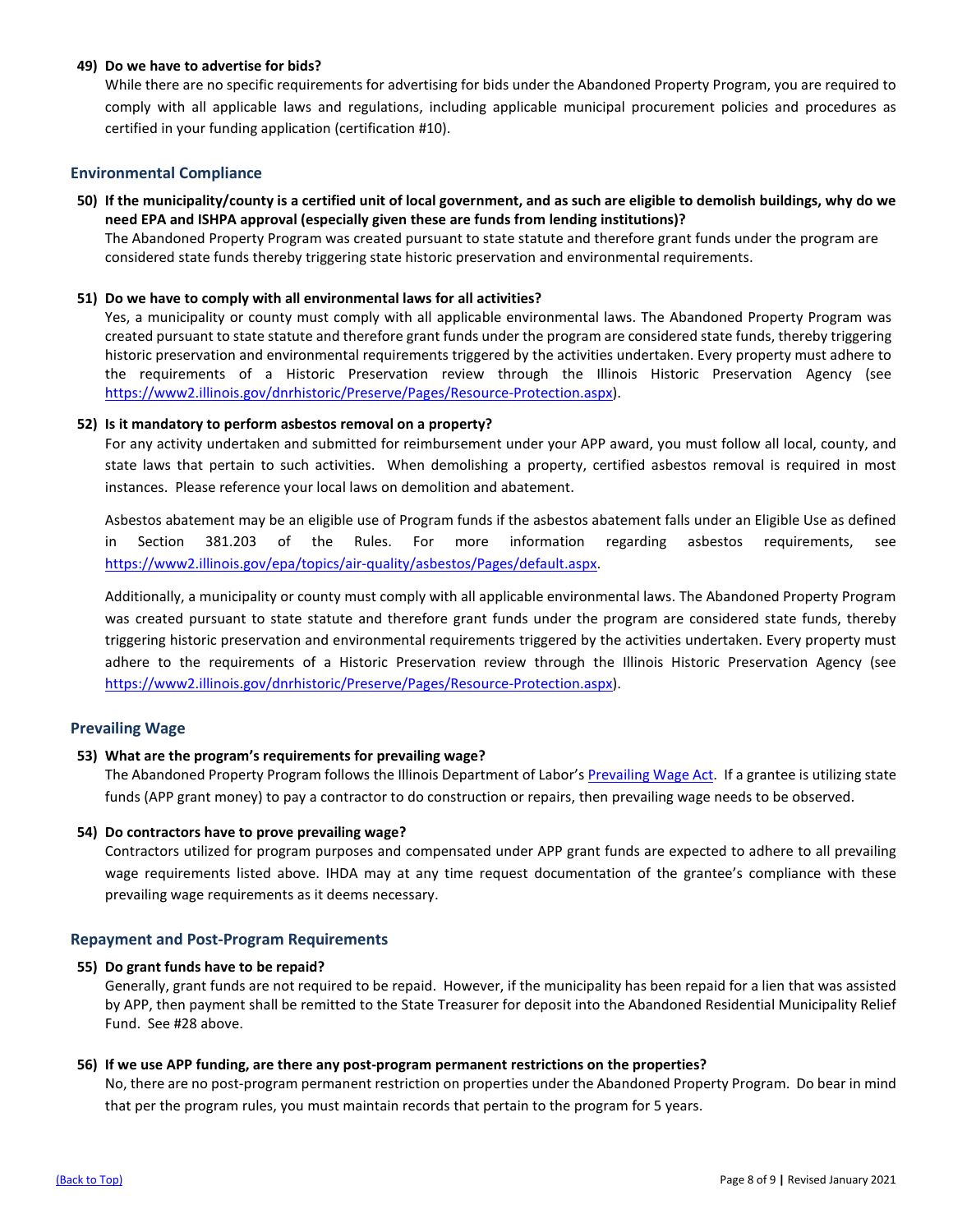**49) Do we have to advertise for bids?**

While there are no specific requirements for advertising for bids under the Abandoned Property Program, you are required to comply with all applicable laws and regulations, including applicable municipal procurement policies and procedures as certified in your funding application (certification #10).

## Environmental Compliance

**50) If the municipality/county is a certified unit of local government, and as such are eligible to demolish buildings, why do we need EPA and ISHPA approval (especially given these are funds from lending institutions)?**

The Abandoned Property Program was created pursuant to state statute and therefore grant funds under the program are considered state funds thereby triggering state historic preservation and environmental requirements.

**51) Do we have to comply with all environmental laws for all activities?**

Yes, a municipality or county must comply with all applicable environmental laws. The Abandoned Property Program was created pursuant to state statute and therefore grant funds under the program are considered state funds, thereby triggering historic preservation and environmental requirements triggered by the activities undertaken. Every property must adhere to the requirements of a Historic Preservation review through the Illinois Historic Preservation Agency (see [https://www2.illinois.gov/dnrhistoric/Preserve/Pages/Resource-Protection.aspx](https://www2.illinois.gov/dnrhistoric/Preserve/Pages/Resource-Protection.aspx)).

**52) Is it mandatory to perform asbestos removal on a property?**

For any activity undertaken and submitted for reimbursement under your APP award, you must follow all local, county, and state laws that pertain to such activities. When demolishing a property, certified asbestos removal is required in most instances. Please reference your local laws on demolition and abatement.

Asbestos abatement may be an eligible use of Program funds if the asbestos abatement falls under an Eligible Use as defined in Section 381.203 of the Rules. For more information regarding asbestos requirements, see [https://www2.illinois.gov/epa/topics/air-quality/asbestos/Pages/default.aspx](https://www2.illinois.gov/epa/topics/air-quality/asbestos/Pages/default.aspx).

Additionally, a municipality or county must comply with all applicable environmental laws. The Abandoned Property Program was created pursuant to state statute and therefore grant funds under the program are considered state funds, thereby triggering historic preservation and environmental requirements triggered by the activities undertaken. Every property must adhere to the requirements of a Historic Preservation review through the Illinois Historic Preservation Agency (see [https://www2.illinois.gov/dnrhistoric/Preserve/Pages/Resource-Protection.aspx](https://www2.illinois.gov/dnrhistoric/Preserve/Pages/Resource-Protection.aspx)).

## Prevailing Wage

**53) What are the program's requirements for prevailing wage?**

The Abandoned Property Program follows the Illinois Department of Labor's Prevailing Wage Act. If a grantee is utilizing state funds (APP grant money) to pay a contractor to do construction or repairs, then prevailing wage needs to be observed.

**54) Do contractors have to prove prevailing wage?**

Contractors utilized for program purposes and compensated under APP grant funds are expected to adhere to all prevailing wage requirements listed above. IHDA may at any time request documentation of the grantee's compliance with these prevailing wage requirements as it deems necessary.

## Repayment and Post-Program Requirements

**55) Do grant funds have to be repaid?**

Generally, grant funds are not required to be repaid. However, if the municipality has been repaid for a lien that was assisted by APP, then payment shall be remitted to the State Treasurer for deposit into the Abandoned Residential Municipality Relief Fund. See #28 above.

**56) If we use APP funding, are there any post-program permanent restrictions on the properties?**

No, there are no post-program permanent restriction on properties under the Abandoned Property Program. Do bear in mind that per the program rules, you must maintain records that pertain to the program for 5 years.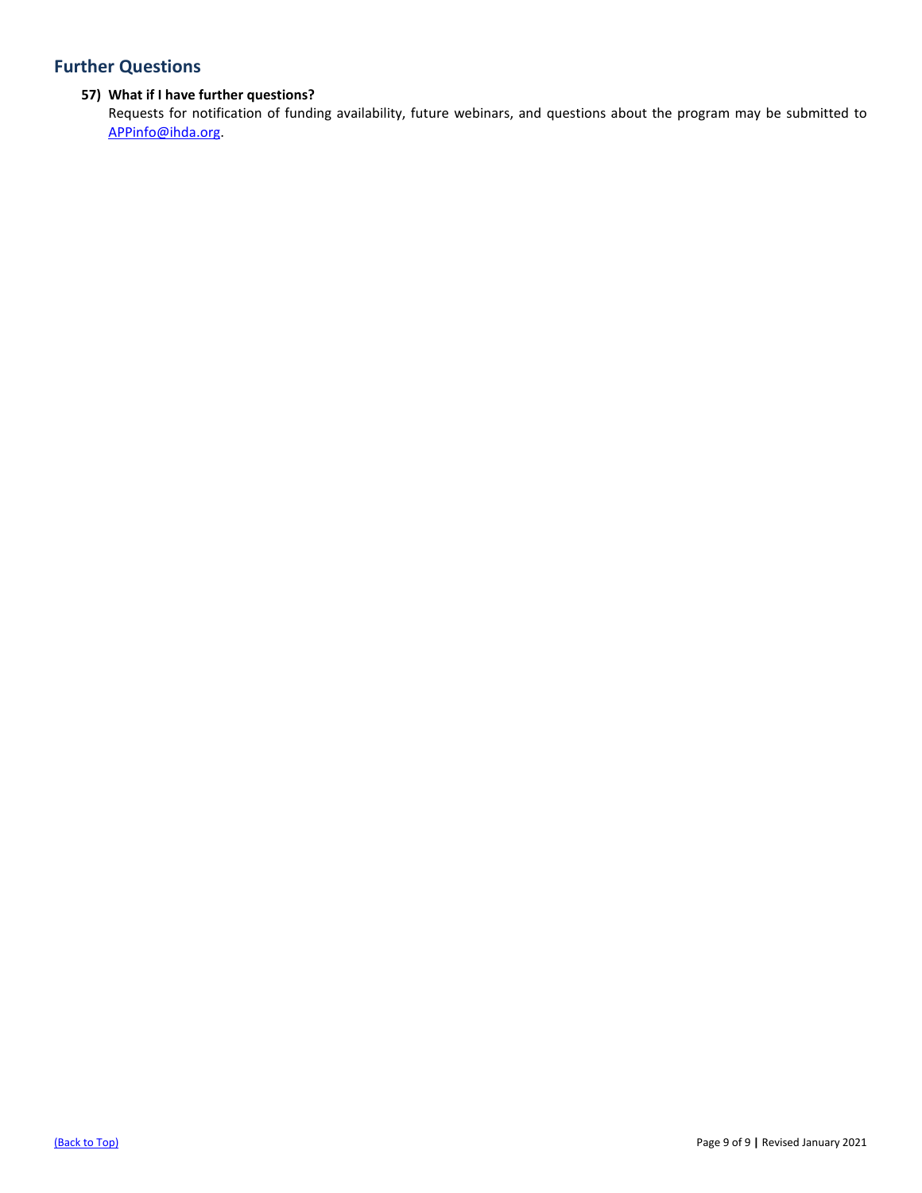## Further Questions

**57) What if I have further questions?**

Requests for notification of funding availability, future webinars, and questions about the program may be submitted to APPinfo@ihda.org.

(Back to Top)